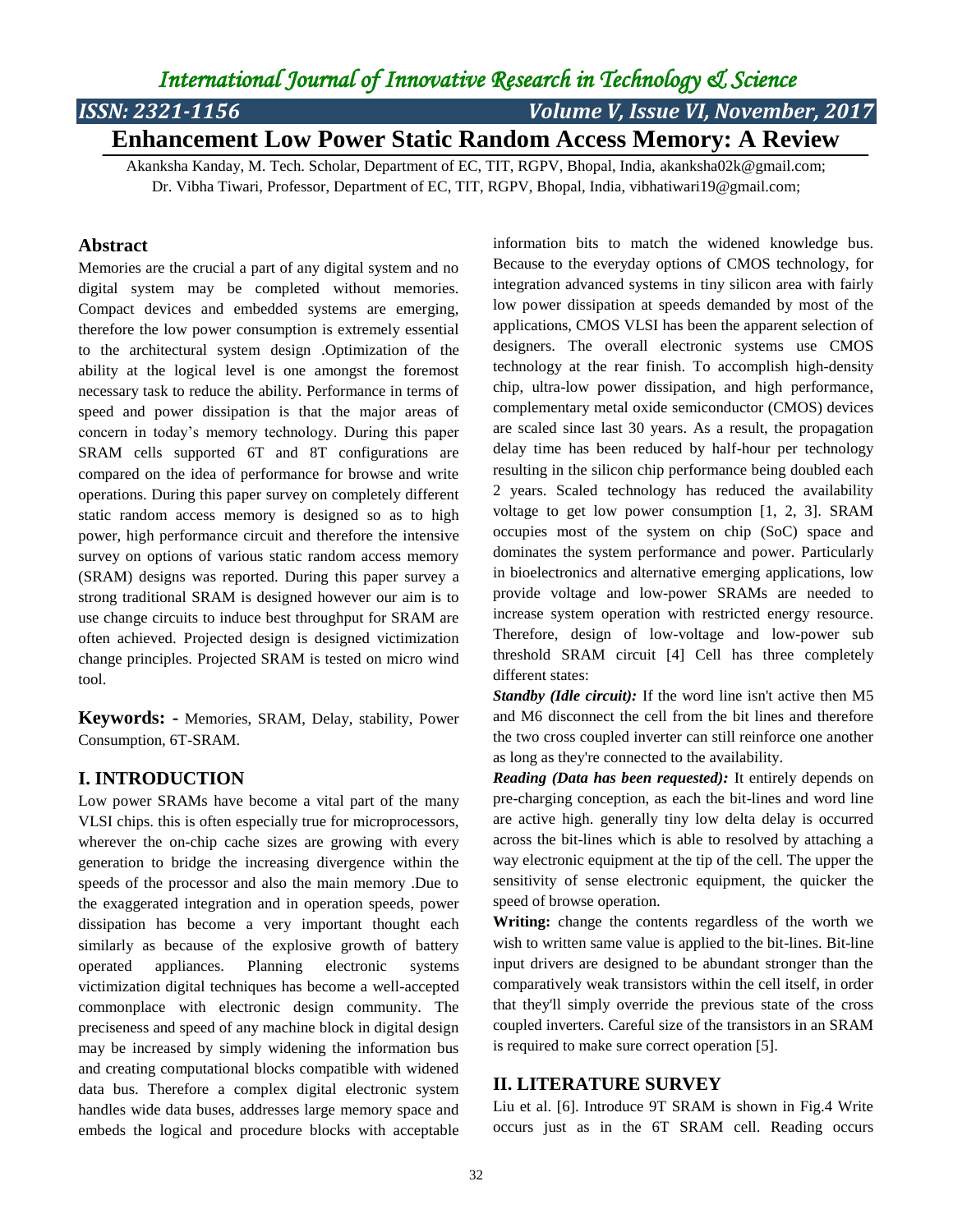# Enhancement Low Power Static Random Access Memory: A Review

Akanksha Kanday, M. Tech. Scholar, Department of EC, TIT, RGPV, Bhopal, India, akanksha02k@gmail.com;
Dr. Vibha Tiwari, Professor, Department of EC, TIT, RGPV, Bhopal, India, vibhatiwari19@gmail.com;

## Abstract

Memories are the crucial a part of any digital system and no digital system may be completed without memories. Compact devices and embedded systems are emerging, therefore the low power consumption is extremely essential to the architectural system design .Optimization of the ability at the logical level is one amongst the foremost necessary task to reduce the ability. Performance in terms of speed and power dissipation is that the major areas of concern in today's memory technology. During this paper SRAM cells supported 6T and 8T configurations are compared on the idea of performance for browse and write operations. During this paper survey on completely different static random access memory is designed so as to high power, high performance circuit and therefore the intensive survey on options of various static random access memory (SRAM) designs was reported. During this paper survey a strong traditional SRAM is designed however our aim is to use change circuits to induce best throughput for SRAM are often achieved. Projected design is designed victimization change principles. Projected SRAM is tested on micro wind tool.

**Keywords: -** Memories, SRAM, Delay, stability, Power Consumption, 6T-SRAM.

## I. INTRODUCTION

Low power SRAMs have become a vital part of the many VLSI chips. this is often especially true for microprocessors, wherever the on-chip cache sizes are growing with every generation to bridge the increasing divergence within the speeds of the processor and also the main memory .Due to the exaggerated integration and in operation speeds, power dissipation has become a very important thought each similarly as because of the explosive growth of battery operated appliances. Planning electronic systems victimization digital techniques has become a well-accepted commonplace with electronic design community. The preciseness and speed of any machine block in digital design may be increased by simply widening the information bus and creating computational blocks compatible with widened data bus. Therefore a complex digital electronic system handles wide data buses, addresses large memory space and embeds the logical and procedure blocks with acceptable information bits to match the widened knowledge bus. Because to the everyday options of CMOS technology, for integration advanced systems in tiny silicon area with fairly low power dissipation at speeds demanded by most of the applications, CMOS VLSI has been the apparent selection of designers. The overall electronic systems use CMOS technology at the rear finish. To accomplish high-density chip, ultra-low power dissipation, and high performance, complementary metal oxide semiconductor (CMOS) devices are scaled since last 30 years. As a result, the propagation delay time has been reduced by half-hour per technology resulting in the silicon chip performance being doubled each 2 years. Scaled technology has reduced the availability voltage to get low power consumption [1, 2, 3]. SRAM occupies most of the system on chip (SoC) space and dominates the system performance and power. Particularly in bioelectronics and alternative emerging applications, low provide voltage and low-power SRAMs are needed to increase system operation with restricted energy resource. Therefore, design of low-voltage and low-power sub threshold SRAM circuit [4] Cell has three completely different states:

***Standby (Idle circuit):*** If the word line isn't active then M5 and M6 disconnect the cell from the bit lines and therefore the two cross coupled inverter can still reinforce one another as long as they're connected to the availability.

***Reading (Data has been requested):*** It entirely depends on pre-charging conception, as each the bit-lines and word line are active high. generally tiny low delta delay is occurred across the bit-lines which is able to resolved by attaching a way electronic equipment at the tip of the cell. The upper the sensitivity of sense electronic equipment, the quicker the speed of browse operation.

**Writing:** change the contents regardless of the worth we wish to written same value is applied to the bit-lines. Bit-line input drivers are designed to be abundant stronger than the comparatively weak transistors within the cell itself, in order that they'll simply override the previous state of the cross coupled inverters. Careful size of the transistors in an SRAM is required to make sure correct operation [5].

## II. LITERATURE SURVEY

Liu et al. [6]. Introduce 9T SRAM is shown in Fig.4 Write occurs just as in the 6T SRAM cell. Reading occurs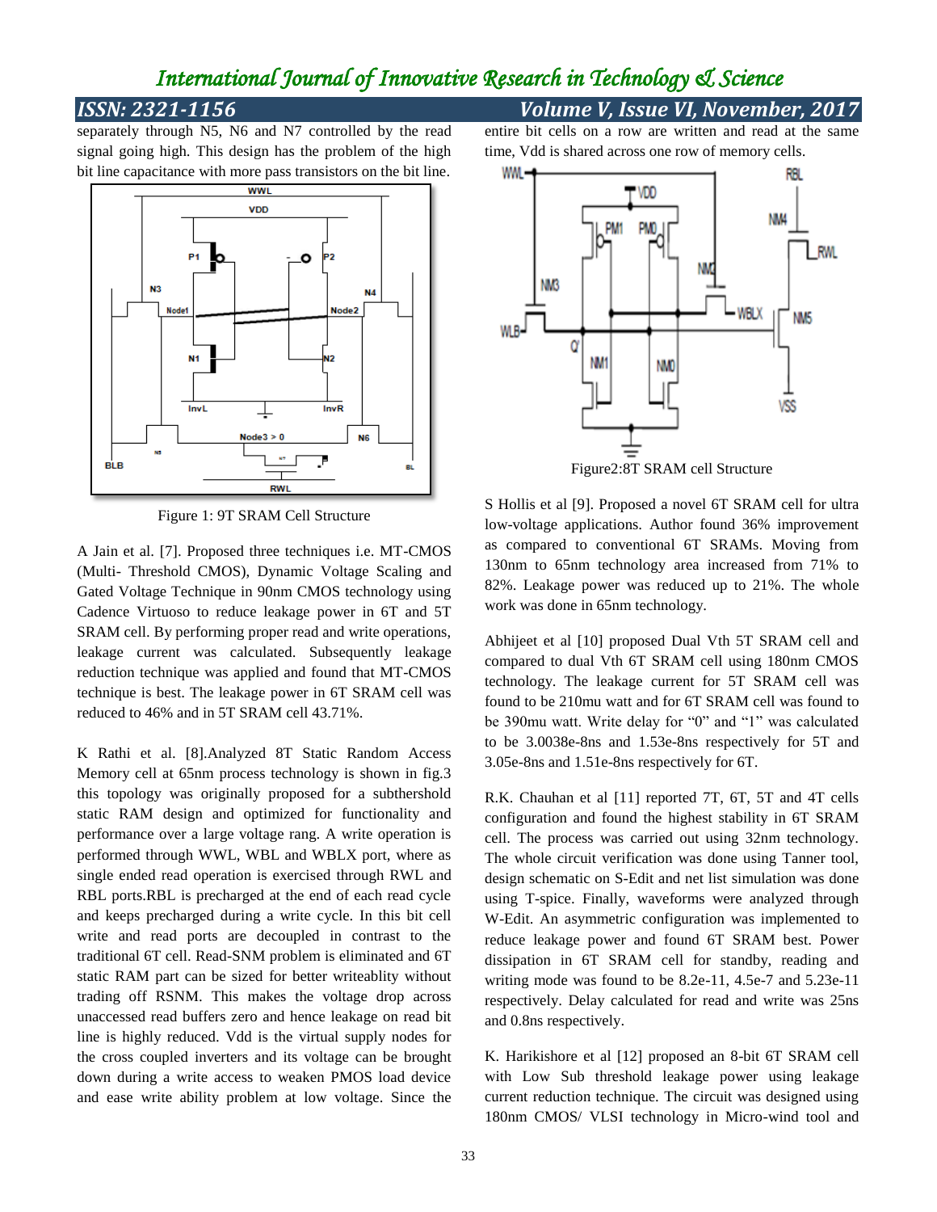separately through N5, N6 and N7 controlled by the read signal going high. This design has the problem of the high bit line capacitance with more pass transistors on the bit line.

Figure 1: 9T SRAM Cell Structure

A Jain et al. [7]. Proposed three techniques i.e. MT-CMOS (Multi- Threshold CMOS), Dynamic Voltage Scaling and Gated Voltage Technique in 90nm CMOS technology using Cadence Virtuoso to reduce leakage power in 6T and 5T SRAM cell. By performing proper read and write operations, leakage current was calculated. Subsequently leakage reduction technique was applied and found that MT-CMOS technique is best. The leakage power in 6T SRAM cell was reduced to 46% and in 5T SRAM cell 43.71%.

K Rathi et al. [8].Analyzed 8T Static Random Access Memory cell at 65nm process technology is shown in fig.3 this topology was originally proposed for a subthershold static RAM design and optimized for functionality and performance over a large voltage rang. A write operation is performed through WWL, WBL and WBLX port, where as single ended read operation is exercised through RWL and RBL ports.RBL is precharged at the end of each read cycle and keeps precharged during a write cycle. In this bit cell write and read ports are decoupled in contrast to the traditional 6T cell. Read-SNM problem is eliminated and 6T static RAM part can be sized for better writeablity without trading off RSNM. This makes the voltage drop across unaccessed read buffers zero and hence leakage on read bit line is highly reduced. Vdd is the virtual supply nodes for the cross coupled inverters and its voltage can be brought down during a write access to weaken PMOS load device and ease write ability problem at low voltage. Since the entire bit cells on a row are written and read at the same time, Vdd is shared across one row of memory cells.

Figure2:8T SRAM cell Structure

S Hollis et al [9]. Proposed a novel 6T SRAM cell for ultra low-voltage applications. Author found 36% improvement as compared to conventional 6T SRAMs. Moving from 130nm to 65nm technology area increased from 71% to 82%. Leakage power was reduced up to 21%. The whole work was done in 65nm technology.

Abhijeet et al [10] proposed Dual Vth 5T SRAM cell and compared to dual Vth 6T SRAM cell using 180nm CMOS technology. The leakage current for 5T SRAM cell was found to be 210mu watt and for 6T SRAM cell was found to be 390mu watt. Write delay for "0" and "1" was calculated to be 3.0038e-8ns and 1.53e-8ns respectively for 5T and 3.05e-8ns and 1.51e-8ns respectively for 6T.

R.K. Chauhan et al [11] reported 7T, 6T, 5T and 4T cells configuration and found the highest stability in 6T SRAM cell. The process was carried out using 32nm technology. The whole circuit verification was done using Tanner tool, design schematic on S-Edit and net list simulation was done using T-spice. Finally, waveforms were analyzed through W-Edit. An asymmetric configuration was implemented to reduce leakage power and found 6T SRAM best. Power dissipation in 6T SRAM cell for standby, reading and writing mode was found to be 8.2e-11, 4.5e-7 and 5.23e-11 respectively. Delay calculated for read and write was 25ns and 0.8ns respectively.

K. Harikishore et al [12] proposed an 8-bit 6T SRAM cell with Low Sub threshold leakage power using leakage current reduction technique. The circuit was designed using 180nm CMOS/ VLSI technology in Micro-wind tool and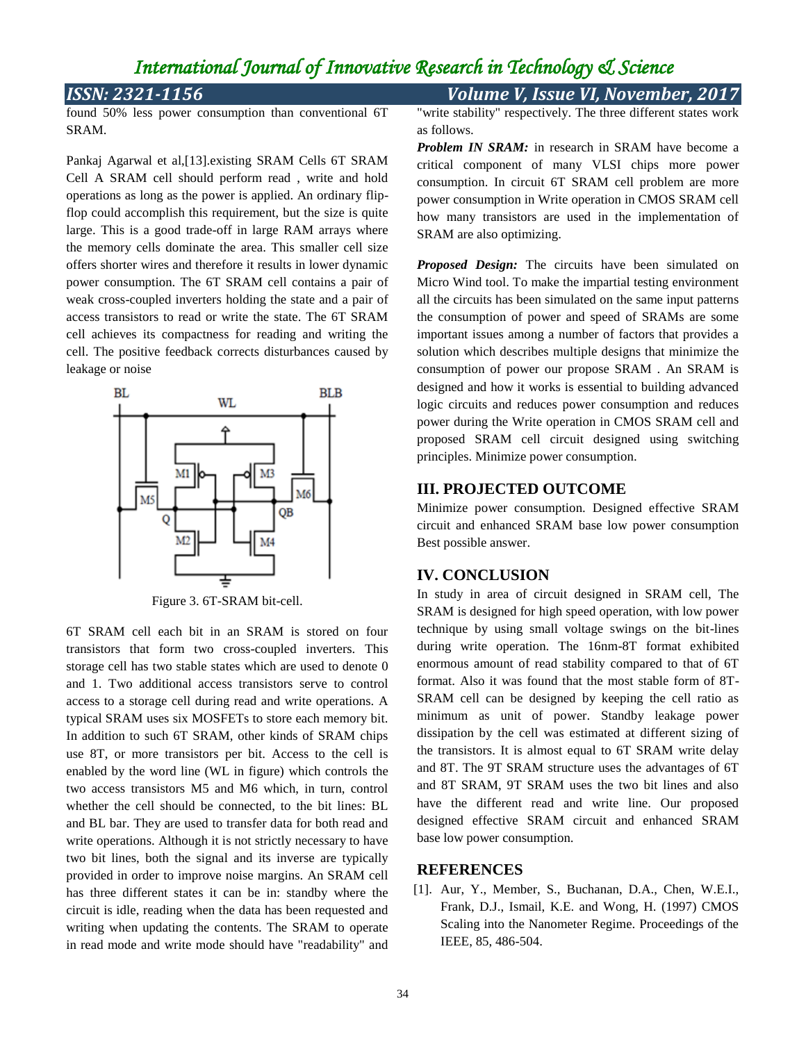found 50% less power consumption than conventional 6T SRAM.

Pankaj Agarwal et al,[13].existing SRAM Cells 6T SRAM Cell A SRAM cell should perform read , write and hold operations as long as the power is applied. An ordinary flip-flop could accomplish this requirement, but the size is quite large. This is a good trade-off in large RAM arrays where the memory cells dominate the area. This smaller cell size offers shorter wires and therefore it results in lower dynamic power consumption. The 6T SRAM cell contains a pair of weak cross-coupled inverters holding the state and a pair of access transistors to read or write the state. The 6T SRAM cell achieves its compactness for reading and writing the cell. The positive feedback corrects disturbances caused by leakage or noise

Figure 3. 6T-SRAM bit-cell.

6T SRAM cell each bit in an SRAM is stored on four transistors that form two cross-coupled inverters. This storage cell has two stable states which are used to denote 0 and 1. Two additional access transistors serve to control access to a storage cell during read and write operations. A typical SRAM uses six MOSFETs to store each memory bit. In addition to such 6T SRAM, other kinds of SRAM chips use 8T, or more transistors per bit. Access to the cell is enabled by the word line (WL in figure) which controls the two access transistors M5 and M6 which, in turn, control whether the cell should be connected, to the bit lines: BL and BL bar. They are used to transfer data for both read and write operations. Although it is not strictly necessary to have two bit lines, both the signal and its inverse are typically provided in order to improve noise margins. An SRAM cell has three different states it can be in: standby where the circuit is idle, reading when the data has been requested and writing when updating the contents. The SRAM to operate in read mode and write mode should have "readability" and "write stability" respectively. The three different states work as follows.

***Problem IN SRAM:*** in research in SRAM have become a critical component of many VLSI chips more power consumption. In circuit 6T SRAM cell problem are more power consumption in Write operation in CMOS SRAM cell how many transistors are used in the implementation of SRAM are also optimizing.

***Proposed Design:*** The circuits have been simulated on Micro Wind tool. To make the impartial testing environment all the circuits has been simulated on the same input patterns the consumption of power and speed of SRAMs are some important issues among a number of factors that provides a solution which describes multiple designs that minimize the consumption of power our propose SRAM . An SRAM is designed and how it works is essential to building advanced logic circuits and reduces power consumption and reduces power during the Write operation in CMOS SRAM cell and proposed SRAM cell circuit designed using switching principles. Minimize power consumption.

## III. PROJECTED OUTCOME

Minimize power consumption. Designed effective SRAM circuit and enhanced SRAM base low power consumption Best possible answer.

## IV. CONCLUSION

In study in area of circuit designed in SRAM cell, The SRAM is designed for high speed operation, with low power technique by using small voltage swings on the bit-lines during write operation. The 16nm-8T format exhibited enormous amount of read stability compared to that of 6T format. Also it was found that the most stable form of 8T-SRAM cell can be designed by keeping the cell ratio as minimum as unit of power. Standby leakage power dissipation by the cell was estimated at different sizing of the transistors. It is almost equal to 6T SRAM write delay and 8T. The 9T SRAM structure uses the advantages of 6T and 8T SRAM, 9T SRAM uses the two bit lines and also have the different read and write line. Our proposed designed effective SRAM circuit and enhanced SRAM base low power consumption.

## REFERENCES

[1]. Aur, Y., Member, S., Buchanan, D.A., Chen, W.E.I., Frank, D.J., Ismail, K.E. and Wong, H. (1997) CMOS Scaling into the Nanometer Regime. Proceedings of the IEEE, 85, 486-504.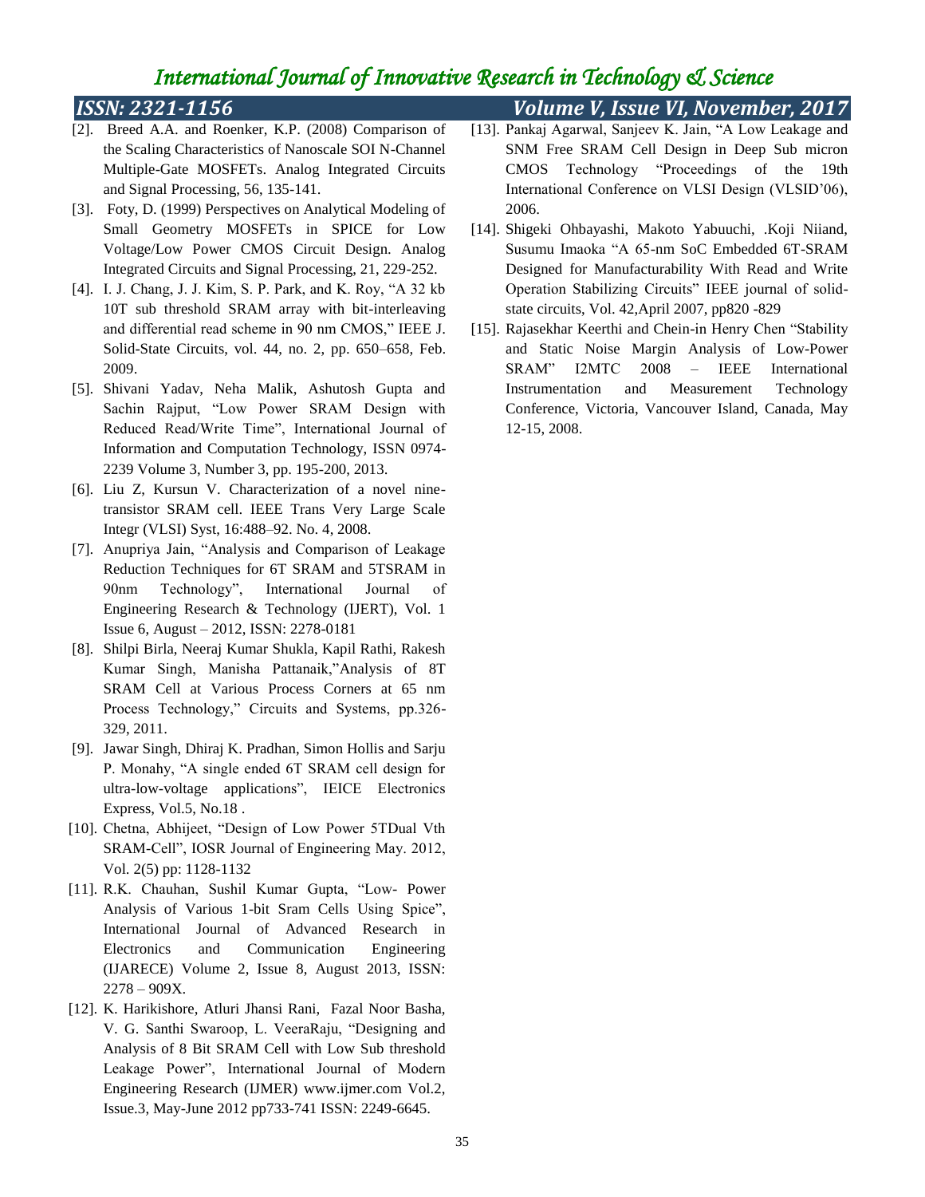[2]. Breed A.A. and Roenker, K.P. (2008) Comparison of the Scaling Characteristics of Nanoscale SOI N-Channel Multiple-Gate MOSFETs. Analog Integrated Circuits and Signal Processing, 56, 135-141.

[3]. Foty, D. (1999) Perspectives on Analytical Modeling of Small Geometry MOSFETs in SPICE for Low Voltage/Low Power CMOS Circuit Design. Analog Integrated Circuits and Signal Processing, 21, 229-252.

[4]. I. J. Chang, J. J. Kim, S. P. Park, and K. Roy, "A 32 kb 10T sub threshold SRAM array with bit-interleaving and differential read scheme in 90 nm CMOS," IEEE J. Solid-State Circuits, vol. 44, no. 2, pp. 650–658, Feb. 2009.

[5]. Shivani Yadav, Neha Malik, Ashutosh Gupta and Sachin Rajput, "Low Power SRAM Design with Reduced Read/Write Time", International Journal of Information and Computation Technology, ISSN 0974-2239 Volume 3, Number 3, pp. 195-200, 2013.

[6]. Liu Z, Kursun V. Characterization of a novel nine-transistor SRAM cell. IEEE Trans Very Large Scale Integr (VLSI) Syst, 16:488–92. No. 4, 2008.

[7]. Anupriya Jain, "Analysis and Comparison of Leakage Reduction Techniques for 6T SRAM and 5TSRAM in 90nm Technology", International Journal of Engineering Research & Technology (IJERT), Vol. 1 Issue 6, August – 2012, ISSN: 2278-0181

[8]. Shilpi Birla, Neeraj Kumar Shukla, Kapil Rathi, Rakesh Kumar Singh, Manisha Pattanaik,"Analysis of 8T SRAM Cell at Various Process Corners at 65 nm Process Technology," Circuits and Systems, pp.326-329, 2011.

[9]. Jawar Singh, Dhiraj K. Pradhan, Simon Hollis and Sarju P. Monahy, "A single ended 6T SRAM cell design for ultra-low-voltage applications", IEICE Electronics Express, Vol.5, No.18 .

[10]. Chetna, Abhijeet, "Design of Low Power 5TDual Vth SRAM-Cell", IOSR Journal of Engineering May. 2012, Vol. 2(5) pp: 1128-1132

[11]. R.K. Chauhan, Sushil Kumar Gupta, "Low- Power Analysis of Various 1-bit Sram Cells Using Spice", International Journal of Advanced Research in Electronics and Communication Engineering (IJARECE) Volume 2, Issue 8, August 2013, ISSN: 2278 – 909X.

[12]. K. Harikishore, Atluri Jhansi Rani, Fazal Noor Basha, V. G. Santhi Swaroop, L. VeeraRaju, "Designing and Analysis of 8 Bit SRAM Cell with Low Sub threshold Leakage Power", International Journal of Modern Engineering Research (IJMER) www.ijmer.com Vol.2, Issue.3, May-June 2012 pp733-741 ISSN: 2249-6645.

[13]. Pankaj Agarwal, Sanjeev K. Jain, "A Low Leakage and SNM Free SRAM Cell Design in Deep Sub micron CMOS Technology "Proceedings of the 19th International Conference on VLSI Design (VLSID'06), 2006.

[14]. Shigeki Ohbayashi, Makoto Yabuuchi, .Koji Niiand, Susumu Imaoka "A 65-nm SoC Embedded 6T-SRAM Designed for Manufacturability With Read and Write Operation Stabilizing Circuits" IEEE journal of solid-state circuits, Vol. 42,April 2007, pp820 -829

[15]. Rajasekhar Keerthi and Chein-in Henry Chen "Stability and Static Noise Margin Analysis of Low-Power SRAM" I2MTC 2008 – IEEE International Instrumentation and Measurement Technology Conference, Victoria, Vancouver Island, Canada, May 12-15, 2008.